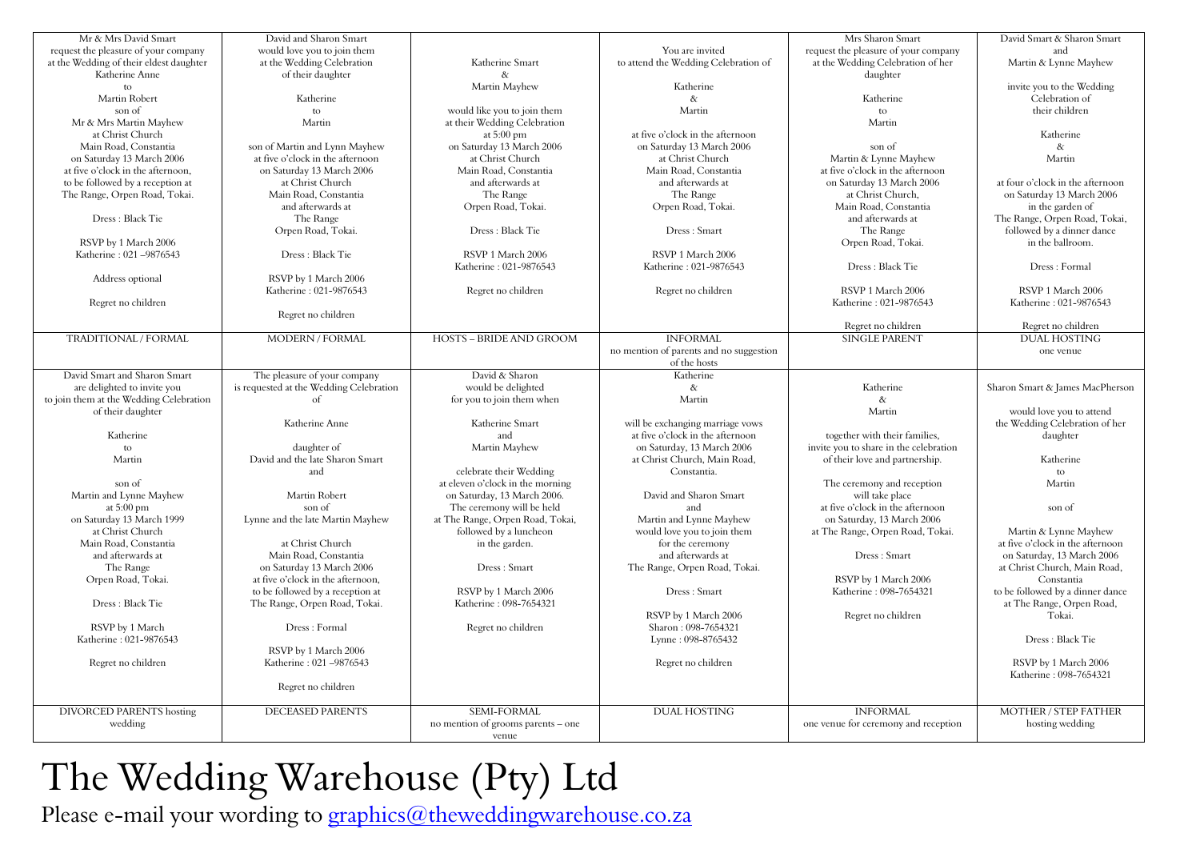| Mr & Mrs David Smart<br>request the pleasure of your company<br>at the Wedding of their eldest daughter<br>Katherine Anne<br>to<br>Martin Robert<br>son of<br>Mr & Mrs Martin Mayhew<br>at Christ Church<br>Main Road, Constantia<br>on Saturday 13 March 2006<br>at five o'clock in the afternoon,<br>to be followed by a reception at<br>The Range, Orpen Road, Tokai.<br><br>Dress : Black Tie<br><br>RSVP by 1 March 2006<br>Katherine : 021 –9876543<br><br>Address optional<br><br>Regret no children | David and Sharon Smart<br>would love you to join them<br>at the Wedding Celebration<br>of their daughter<br><br>Katherine<br>to<br>Martin<br><br>son of Martin and Lynn Mayhew<br>at five o'clock in the afternoon<br>on Saturday 13 March 2006<br>at Christ Church<br>Main Road, Constantia<br>and afterwards at<br>The Range<br>Orpen Road, Tokai.<br><br>Dress : Black Tie<br><br>RSVP by 1 March 2006<br>Katherine : 021-9876543<br><br>Regret no children | Katherine Smart<br>&<br>Martin Mayhew<br><br>would like you to join them<br>at their Wedding Celebration<br>at 5:00 pm<br>on Saturday 13 March 2006<br>at Christ Church<br>Main Road, Constantia<br>and afterwards at<br>The Range<br>Orpen Road, Tokai.<br><br>Dress : Black Tie<br><br>RSVP 1 March 2006<br>Katherine : 021-9876543<br><br>Regret no children | You are invited<br>to attend the Wedding Celebration of<br><br>Katherine<br>&<br>Martin<br><br>at five o'clock in the afternoon<br>on Saturday 13 March 2006<br>at Christ Church<br>Main Road, Constantia<br>and afterwards at<br>The Range<br>Orpen Road, Tokai.<br><br>Dress : Smart<br><br>RSVP 1 March 2006<br>Katherine : 021-9876543<br><br>Regret no children | Mrs Sharon Smart<br>request the pleasure of your company<br>at the Wedding Celebration of her<br>daughter<br><br>Katherine<br>to<br>Martin<br><br>son of<br>Martin & Lynne Mayhew<br>at five o'clock in the afternoon<br>on Saturday 13 March 2006<br>at Christ Church,<br>Main Road, Constantia<br>and afterwards at<br>The Range<br>Orpen Road, Tokai.<br><br>Dress : Black Tie<br><br>RSVP 1 March 2006<br>Katherine : 021-9876543<br><br>Regret no children | David Smart & Sharon Smart<br>and<br>Martin & Lynne Mayhew<br><br>invite you to the Wedding<br>Celebration of<br>their children<br><br>Katherine<br>&<br>Martin<br><br>at four o'clock in the afternoon<br>on Saturday 13 March 2006<br>in the garden of<br>The Range, Orpen Road, Tokai,<br>followed by a dinner dance<br>in the ballroom.<br><br>Dress : Formal<br><br>RSVP 1 March 2006<br>Katherine : 021-9876543<br><br>Regret no children |
|---|---|---|---|---|---|
| TRADITIONAL / FORMAL | MODERN / FORMAL | HOSTS – BRIDE AND GROOM | INFORMAL<br>no mention of parents and no suggestion of the hosts | SINGLE PARENT | DUAL HOSTING<br>one venue |
| David Smart and Sharon Smart<br>are delighted to invite you<br>to join them at the Wedding Celebration<br>of their daughter<br><br>Katherine<br>to<br>Martin<br><br>son of<br>Martin and Lynne Mayhew<br>at 5:00 pm<br>on Saturday 13 March 1999<br>at Christ Church<br>Main Road, Constantia<br>and afterwards at<br>The Range<br>Orpen Road, Tokai.<br><br>Dress : Black Tie<br><br>RSVP by 1 March<br>Katherine : 021-9876543<br><br>Regret no children | The pleasure of your company<br>is requested at the Wedding Celebration<br>of<br><br>Katherine Anne<br><br>daughter of<br>David and the late Sharon Smart<br>and<br><br>Martin Robert<br>son of<br>Lynne and the late Martin Mayhew<br><br>at Christ Church<br>Main Road, Constantia<br>on Saturday 13 March 2006<br>at five o'clock in the afternoon,<br>to be followed by a reception at<br>The Range, Orpen Road, Tokai.<br><br>Dress : Formal<br><br>RSVP by 1 March 2006<br>Katherine : 021 –9876543<br><br>Regret no children | David & Sharon<br>would be delighted<br>for you to join them when<br><br>Katherine Smart<br>and<br>Martin Mayhew<br><br>celebrate their Wedding<br>at eleven o'clock in the morning<br>on Saturday, 13 March 2006.<br>The ceremony will be held<br>at The Range, Orpen Road, Tokai,<br>followed by a luncheon<br>in the garden.<br><br>Dress : Smart<br><br>RSVP by 1 March 2006<br>Katherine : 098-7654321<br><br>Regret no children | Katherine<br>&<br>Martin<br><br>will be exchanging marriage vows<br>at five o'clock in the afternoon<br>on Saturday, 13 March 2006<br>at Christ Church, Main Road,<br>Constantia.<br><br>David and Sharon Smart<br>and<br>Martin and Lynne Mayhew<br>would love you to join them<br>for the ceremony<br>and afterwards at<br>The Range, Orpen Road, Tokai.<br><br>Dress : Smart<br><br>RSVP by 1 March 2006<br>Sharon : 098-7654321<br>Lynne : 098-8765432<br><br>Regret no children | Katherine<br>&<br>Martin<br><br>together with their families,<br>invite you to share in the celebration<br>of their love and partnership.<br><br>The ceremony and reception<br>will take place<br>at five o'clock in the afternoon<br>on Saturday, 13 March 2006<br>at The Range, Orpen Road, Tokai.<br><br>Dress : Smart<br><br>RSVP by 1 March 2006<br>Katherine : 098-7654321<br><br>Regret no children | Sharon Smart & James MacPherson<br><br>would love you to attend<br>the Wedding Celebration of her<br>daughter<br><br>Katherine<br>to<br>Martin<br><br>son of<br><br>Martin & Lynne Mayhew<br>at five o'clock in the afternoon<br>on Saturday, 13 March 2006<br>at Christ Church, Main Road,<br>Constantia<br>to be followed by a dinner dance<br>at The Range, Orpen Road,<br>Tokai.<br><br>Dress : Black Tie<br><br>RSVP by 1 March 2006<br>Katherine : 098-7654321 |
| DIVORCED PARENTS hosting wedding | DECEASED PARENTS | SEMI-FORMAL<br>no mention of grooms parents – one venue | DUAL HOSTING | INFORMAL<br>one venue for ceremony and reception | MOTHER / STEP FATHER hosting wedding |

# The Wedding Warehouse (Pty) Ltd

Please e-mail your wording to graphics@theweddingwarehouse.co.za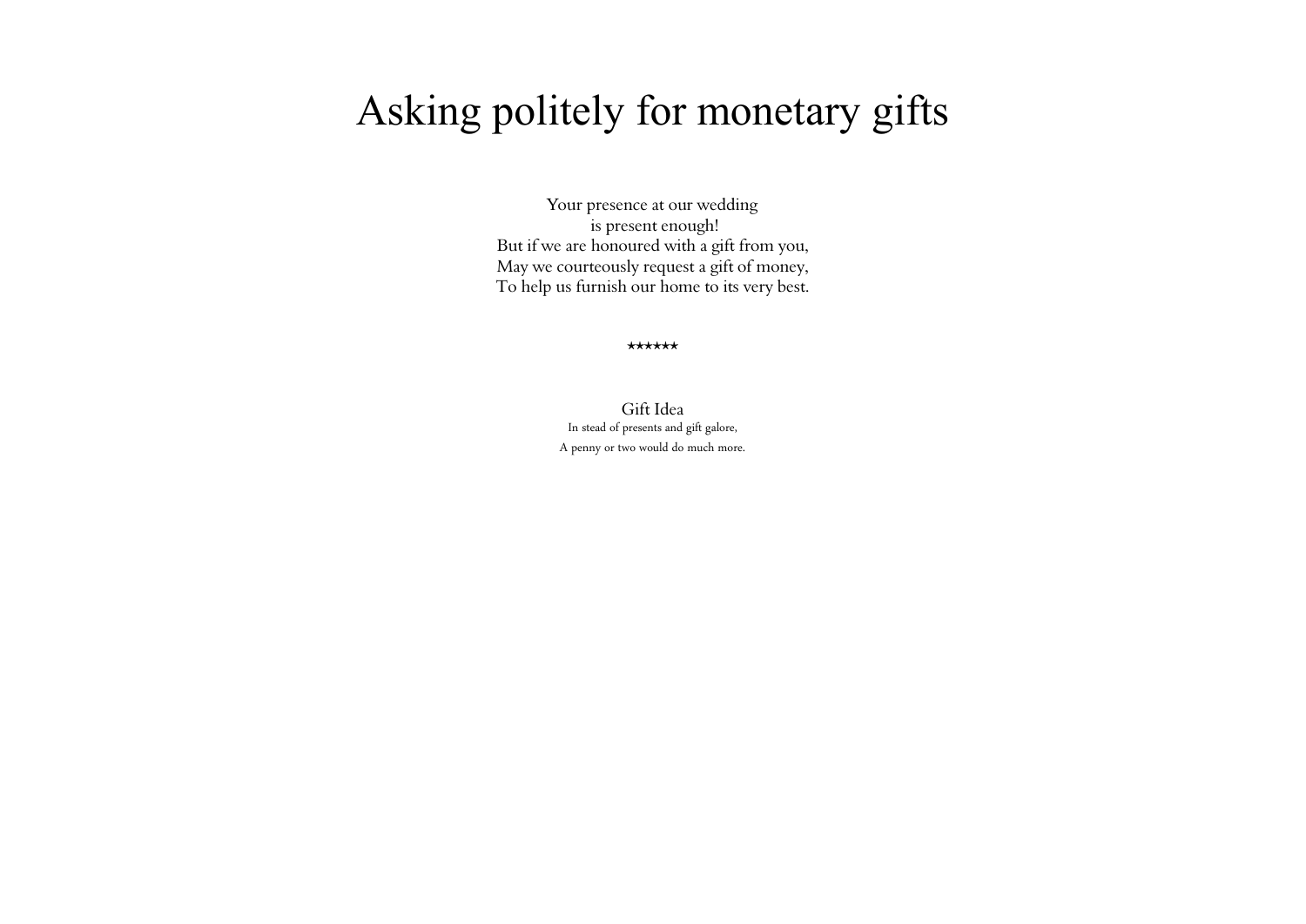# Asking politely for monetary gifts

Your presence at our wedding  
is present enough!  
But if we are honoured with a gift from you,  
May we courteously request a gift of money,  
To help us furnish our home to its very best.

******

Gift Idea  
In stead of presents and gift galore,  
A penny or two would do much more.